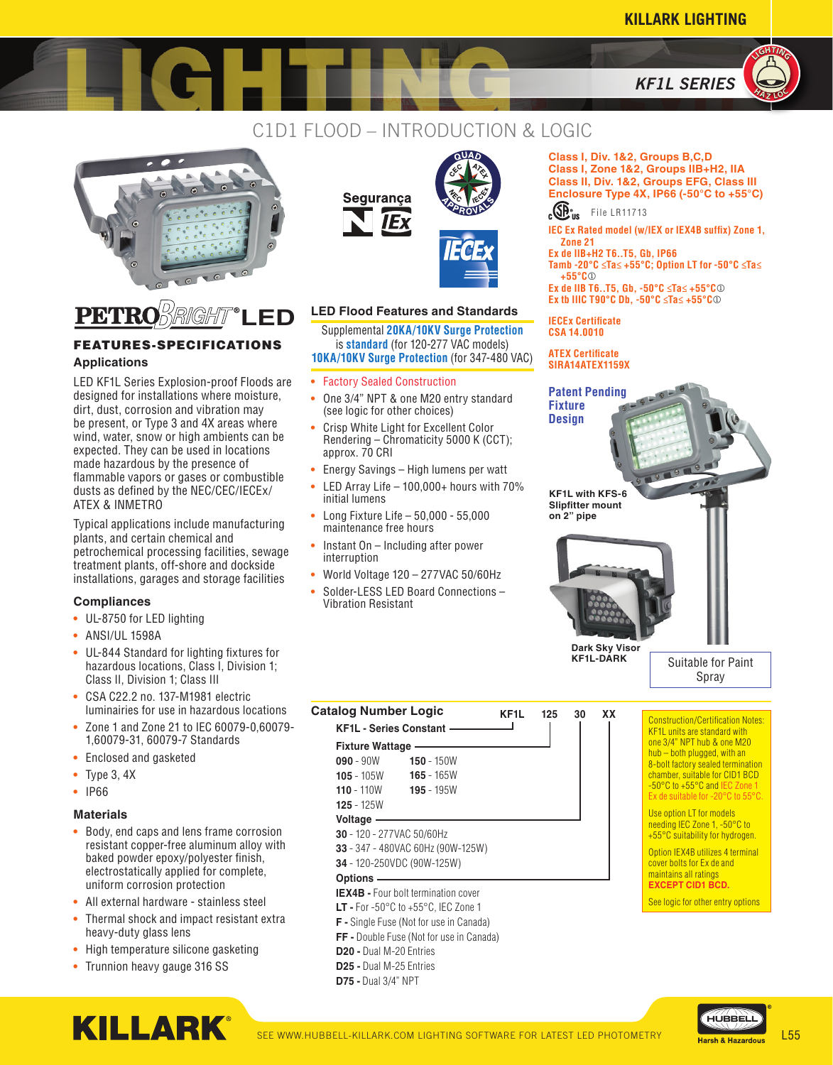# C1D1 FLOOD – INTRODUCTION & LOGIC

## PETROBRIGHT® LED

### FEATURES-SPECIFICATIONS

### Applications

LED KF1L Series Explosion-proof Floods are designed for installations where moisture, dirt, dust, corrosion and vibration may be present, or Type 3 and 4X areas where wind, water, snow or high ambients can be expected. They can be used in locations made hazardous by the presence of flammable vapors or gases or combustible dusts as defined by the NEC/CEC/IECEx/ ATEX & INMETRO

Typical applications include manufacturing plants, and certain chemical and petrochemical processing facilities, sewage treatment plants, off-shore and dockside installations, garages and storage facilities

### Compliances

- UL-8750 for LED lighting
- ANSI/UL 1598A
- UL-844 Standard for lighting fixtures for hazardous locations, Class I, Division 1; Class II, Division 1; Class III
- CSA C22.2 no. 137-M1981 electric luminairies for use in hazardous locations
- Zone 1 and Zone 21 to IEC 60079-0,60079-1,60079-31, 60079-7 Standards
- Enclosed and gasketed
- Type 3, 4X
- IP66

### Materials

- Body, end caps and lens frame corrosion resistant copper-free aluminum alloy with baked powder epoxy/polyester finish, electrostatically applied for complete, uniform corrosion protection
- All external hardware - stainless steel
- Thermal shock and impact resistant extra heavy-duty glass lens
- High temperature silicone gasketing
- Trunnion heavy gauge 316 SS

Segurança IEx

QUAD APPROVALS CEC ATEX NEC IECEX

IECEx

### LED Flood Features and Standards

Supplemental **20KA/10KV Surge Protection** is **standard** (for 120-277 VAC models) **10KA/10KV Surge Protection** (for 347-480 VAC)

- Factory Sealed Construction
- One 3/4" NPT & one M20 entry standard (see logic for other choices)
- Crisp White Light for Excellent Color Rendering – Chromaticity 5000 K (CCT); approx. 70 CRI
- Energy Savings – High lumens per watt
- LED Array Life – 100,000+ hours with 70% initial lumens
- Long Fixture Life – 50,000 - 55,000 maintenance free hours
- Instant On – Including after power interruption
- World Voltage 120 – 277VAC 50/60Hz
- Solder-LESS LED Board Connections – Vibration Resistant

**Class I, Div. 1&2, Groups B,C,D**
**Class I, Zone 1&2, Groups IIB+H2, IIA**
**Class II, Div. 1&2, Groups EFG, Class III**
**Enclosure Type 4X, IP66 (-50°C to +55°C)**

cCSAus File LR11713

**IEC Ex Rated model (w/IEX or IEX4B suffix) Zone 1, Zone 21**
**Ex de IIB+H2 T6..T5, Gb, IP66**
**Tamb -20°C ≤Ta≤ +55°C; Option LT for -50°C ≤Ta≤ +55°C①**
**Ex de IIB T6..T5, Gb, -50°C ≤Ta≤ +55°C①**
**Ex tb IIIC T90°C Db, -50°C ≤Ta≤ +55°C①**

**IECEx Certificate**
**CSA 14.0010**

**ATEX Certificate**
**SIRA14ATEX1159X**

**Patent Pending Fixture Design**

**KF1L with KFS-6 Slipfitter mount on 2" pipe**

**Dark Sky Visor KF1L-DARK**

Suitable for Paint Spray

### Catalog Number Logic

KF1L 125 30 XX

**KF1L - Series Constant**

**Fixture Wattage**

| | |
|---|---|
| **090** - 90W | **150** - 150W |
| **105** - 105W | **165** - 165W |
| **110** - 110W | **195** - 195W |
| **125** - 125W | |

**Voltage**

**30** - 120 - 277VAC 50/60Hz
**33** - 347 - 480VAC 60Hz (90W-125W)
**34** - 120-250VDC (90W-125W)

**Options**

**IEX4B -** Four bolt termination cover
**LT -** For -50°C to +55°C, IEC Zone 1
**F -** Single Fuse (Not for use in Canada)
**FF -** Double Fuse (Not for use in Canada)
**D20 -** Dual M-20 Entries
**D25 -** Dual M-25 Entries
**D75 -** Dual 3/4" NPT

Construction/Certification Notes:
KF1L units are standard with one 3/4" NPT hub & one M20 hub – both plugged, with an 8-bolt factory sealed termination chamber, suitable for CID1 BCD -50°C to +55°C and IEC Zone 1 Ex de suitable for -20°C to 55°C.

Use option LT for models needing IEC Zone 1, -50°C to +55°C suitability for hydrogen.

Option IEX4B utilizes 4 terminal cover bolts for Ex de and maintains all ratings **EXCEPT CID1 BCD.**

See logic for other entry options

SEE WWW.HUBBELL-KILLARK.COM LIGHTING SOFTWARE FOR LATEST LED PHOTOMETRY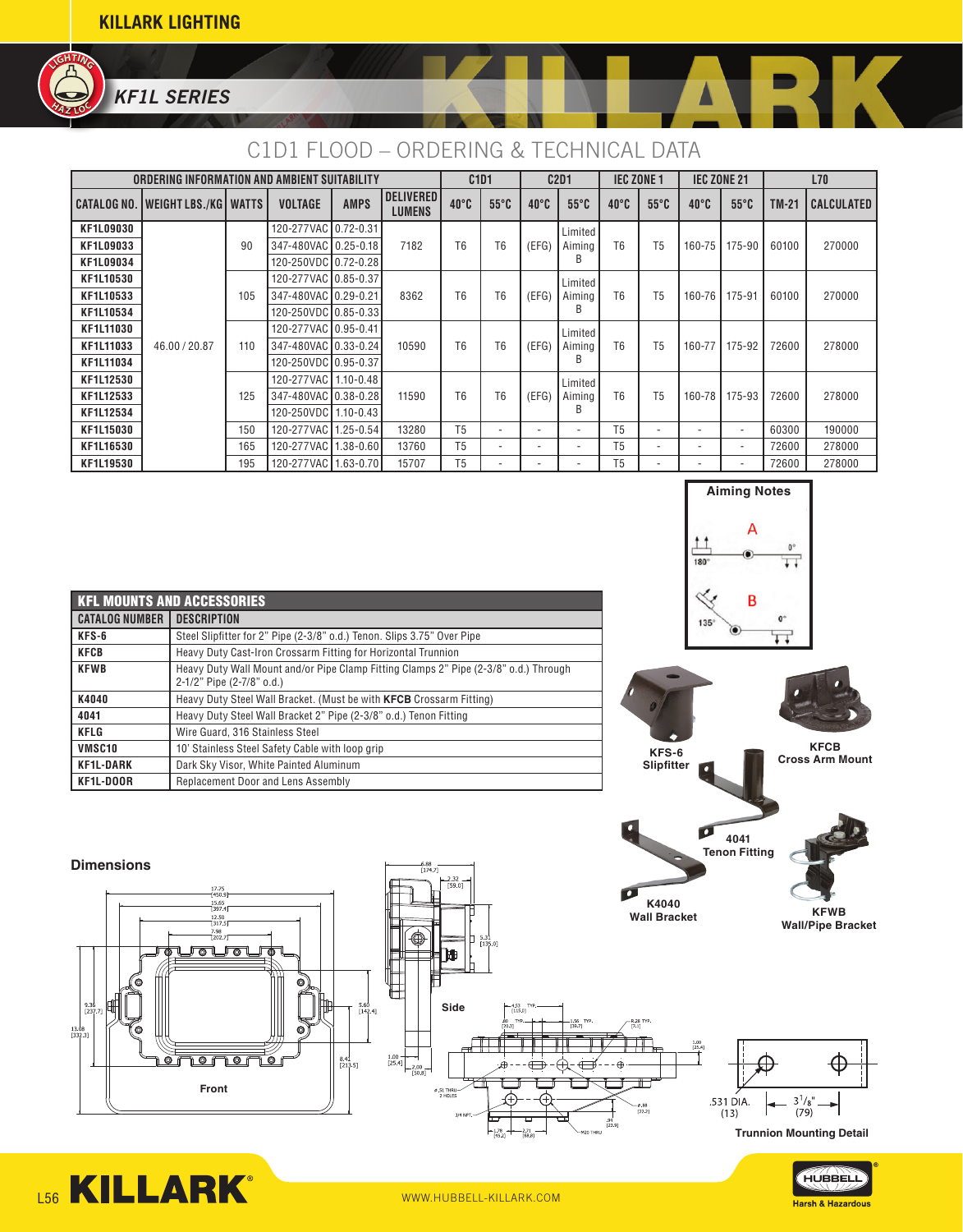## KF1L SERIES

# C1D1 FLOOD – ORDERING & TECHNICAL DATA

| ORDERING INFORMATION AND AMBIENT SUITABILITY | | | | | | C1D1 | | C2D1 | | IEC ZONE 1 | | IEC ZONE 21 | | L70 | |
|---|---|---|---|---|---|---|---|---|---|---|---|---|---|---|---|
| CATALOG NO. | WEIGHT LBS./KG | WATTS | VOLTAGE | AMPS | DELIVERED LUMENS | 40°C | 55°C | 40°C | 55°C | 40°C | 55°C | 40°C | 55°C | TM-21 | CALCULATED |
| KF1L09030 | 46.00 / 20.87 | 90 | 120-277VAC | 0.72-0.31 | 7182 | T6 | T6 | (EFG) | Limited Aiming B | T6 | T5 | 160-75 | 175-90 | 60100 | 270000 |
| KF1L09033 | | | 347-480VAC | 0.25-0.18 | | | | | | | | | | | |
| KF1L09034 | | | 120-250VDC | 0.72-0.28 | | | | | | | | | | | |
| KF1L10530 | | 105 | 120-277VAC | 0.85-0.37 | 8362 | T6 | T6 | (EFG) | Limited Aiming B | T6 | T5 | 160-76 | 175-91 | 60100 | 270000 |
| KF1L10533 | | | 347-480VAC | 0.29-0.21 | | | | | | | | | | | |
| KF1L10534 | | | 120-250VDC | 0.85-0.33 | | | | | | | | | | | |
| KF1L11030 | | 110 | 120-277VAC | 0.95-0.41 | 10590 | T6 | T6 | (EFG) | Limited Aiming B | T6 | T5 | 160-77 | 175-92 | 72600 | 278000 |
| KF1L11033 | | | 347-480VAC | 0.33-0.24 | | | | | | | | | | | |
| KF1L11034 | | | 120-250VDC | 0.95-0.37 | | | | | | | | | | | |
| KF1L12530 | | 125 | 120-277VAC | 1.10-0.48 | 11590 | T6 | T6 | (EFG) | Limited Aiming B | T6 | T5 | 160-78 | 175-93 | 72600 | 278000 |
| KF1L12533 | | | 347-480VAC | 0.38-0.28 | | | | | | | | | | | |
| KF1L12534 | | | 120-250VDC | 1.10-0.43 | | | | | | | | | | | |
| KF1L15030 | | 150 | 120-277VAC | 1.25-0.54 | 13280 | T5 | - | - | - | T5 | - | - | - | 60300 | 190000 |
| KF1L16530 | | 165 | 120-277VAC | 1.38-0.60 | 13760 | T5 | - | - | - | T5 | - | - | - | 72600 | 278000 |
| KF1L19530 | | 195 | 120-277VAC | 1.63-0.70 | 15707 | T5 | - | - | - | T5 | - | - | - | 72600 | 278000 |

**Aiming Notes**

A
180°
0°

B
135°
0°

## KFL MOUNTS AND ACCESSORIES

| CATALOG NUMBER | DESCRIPTION |
|---|---|
| KFS-6 | Steel Slipfitter for 2" Pipe (2-3/8" o.d.) Tenon. Slips 3.75" Over Pipe |
| KFCB | Heavy Duty Cast-Iron Crossarm Fitting for Horizontal Trunnion |
| KFWB | Heavy Duty Wall Mount and/or Pipe Clamp Fitting Clamps 2" Pipe (2-3/8" o.d.) Through 2-1/2" Pipe (2-7/8" o.d.) |
| K4040 | Heavy Duty Steel Wall Bracket. (Must be with **KFCB** Crossarm Fitting) |
| 4041 | Heavy Duty Steel Wall Bracket 2" Pipe (2-3/8" o.d.) Tenon Fitting |
| KFLG | Wire Guard, 316 Stainless Steel |
| VMSC10 | 10' Stainless Steel Safety Cable with loop grip |
| KF1L-DARK | Dark Sky Visor, White Painted Aluminum |
| KF1L-DOOR | Replacement Door and Lens Assembly |

KFS-6
Slipfitter

KFCB
Cross Arm Mount

4041
Tenon Fitting

K4040
Wall Bracket

KFWB
Wall/Pipe Bracket

## Dimensions

Front

17.75 [450.9]
15.65 [397.4]
12.50 [317.5]
7.98 [202.7]
9.36 [237.7]
13.08 [332.3]
5.60 [142.4]
8.41 [213.5]

Side

6.88 [174.7]
2.32 [59.0]
5.31 [135.0]
1.00 [25.4]
2.00 [50.8]
4.53 TYP. [115.0]
.80 TYP. [20.3]
1.56 TYP. [39.7]
0.28 TYP. [7.1]
1.00 [25.4]
ø.51 THRU 2 HOLES
3/4 NPT
ø.88 [22.2]
.94 [23.9]
1.78 [45.2]
2.71 [68.8]
M20 THRU

.531 DIA. (13)
3 1/8" (79)

Trunnion Mounting Detail